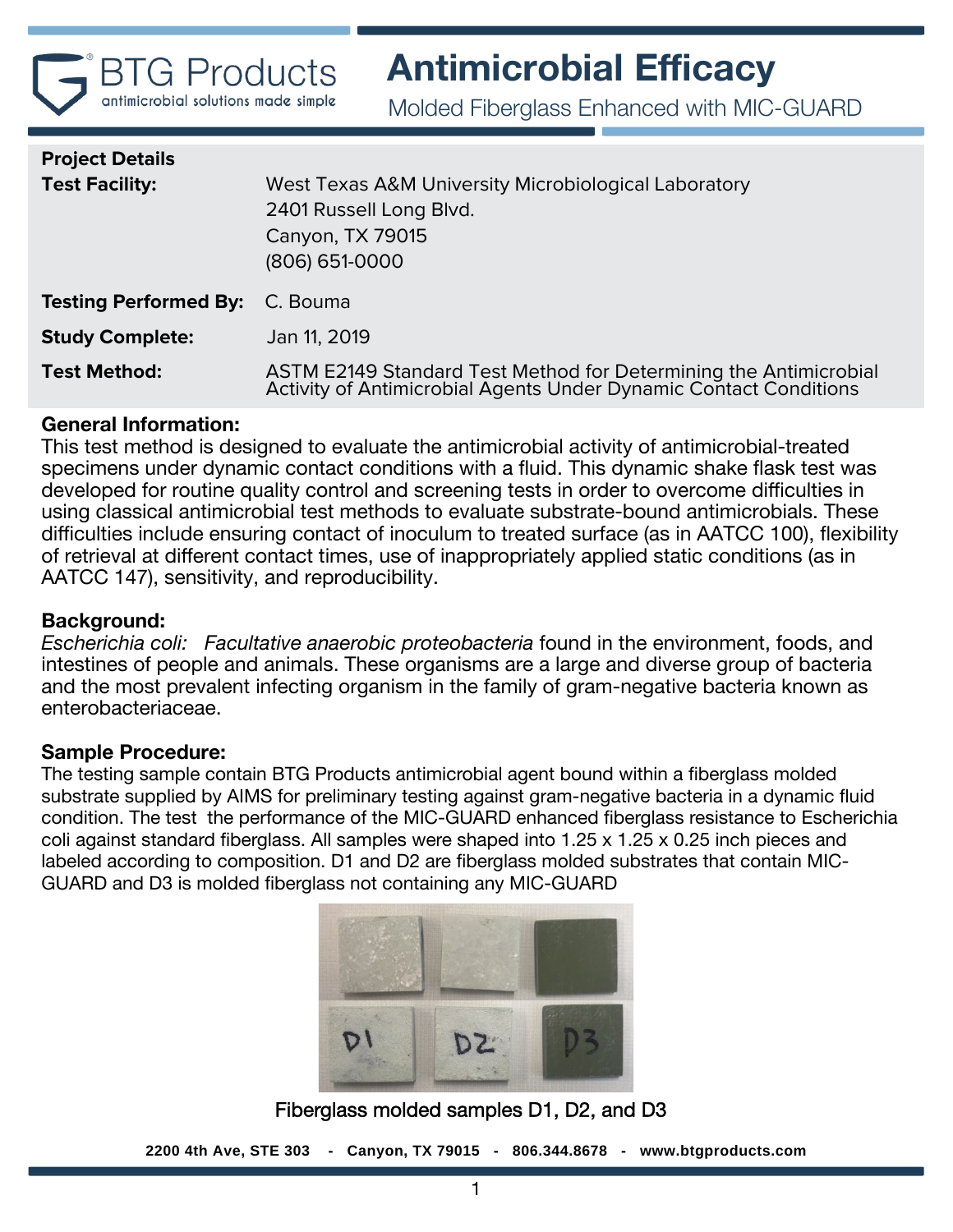BTG Products
antimicrobial solutions made simple

# Antimicrobial Efficacy

## Molded Fiberglass Enhanced with MIC-GUARD

**Project Details**

| | |
|---|---|
| **Test Facility:** | West Texas A&M University Microbiological Laboratory<br>2401 Russell Long Blvd.<br>Canyon, TX 79015<br>(806) 651-0000 |
| **Testing Performed By:** | C. Bouma |
| **Study Complete:** | Jan 11, 2019 |
| **Test Method:** | ASTM E2149 Standard Test Method for Determining the Antimicrobial Activity of Antimicrobial Agents Under Dynamic Contact Conditions |

**General Information:**
This test method is designed to evaluate the antimicrobial activity of antimicrobial-treated specimens under dynamic contact conditions with a fluid. This dynamic shake flask test was developed for routine quality control and screening tests in order to overcome difficulties in using classical antimicrobial test methods to evaluate substrate-bound antimicrobials. These difficulties include ensuring contact of inoculum to treated surface (as in AATCC 100), flexibility of retrieval at different contact times, use of inappropriately applied static conditions (as in AATCC 147), sensitivity, and reproducibility.

**Background:**
*Escherichia coli: Facultative anaerobic proteobacteria* found in the environment, foods, and intestines of people and animals. These organisms are a large and diverse group of bacteria and the most prevalent infecting organism in the family of gram-negative bacteria known as enterobacteriaceae.

**Sample Procedure:**
The testing sample contain BTG Products antimicrobial agent bound within a fiberglass molded substrate supplied by AIMS for preliminary testing against gram-negative bacteria in a dynamic fluid condition. The test the performance of the MIC-GUARD enhanced fiberglass resistance to Escherichia coli against standard fiberglass. All samples were shaped into 1.25 x 1.25 x 0.25 inch pieces and labeled according to composition. D1 and D2 are fiberglass molded substrates that contain MIC-GUARD and D3 is molded fiberglass not containing any MIC-GUARD

Fiberglass molded samples D1, D2, and D3

2200 4th Ave, STE 303 - Canyon, TX 79015 - 806.344.8678 - www.btgproducts.com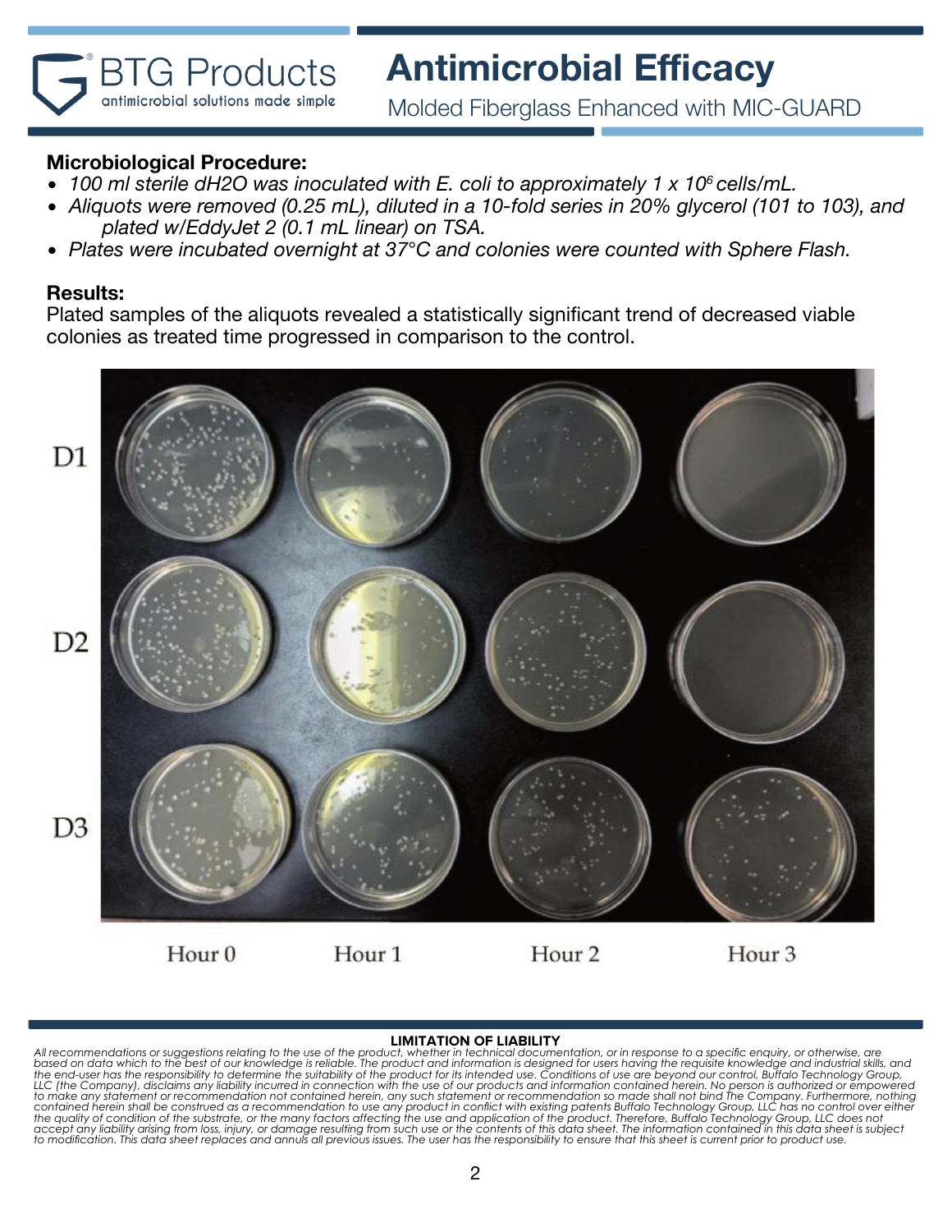# Antimicrobial Efficacy

Molded Fiberglass Enhanced with MIC-GUARD

**Microbiological Procedure:**

- *100 ml sterile dH2O was inoculated with E. coli to approximately 1 x $10^6$ cells/mL.*
- *Aliquots were removed (0.25 mL), diluted in a 10-fold series in 20% glycerol (101 to 103), and plated w/EddyJet 2 (0.1 mL linear) on TSA.*
- *Plates were incubated overnight at 37°C and colonies were counted with Sphere Flash.*

**Results:**

Plated samples of the aliquots revealed a statistically significant trend of decreased viable colonies as treated time progressed in comparison to the control.

D1

D2

D3

Hour 0 Hour 1 Hour 2 Hour 3

**LIMITATION OF LIABILITY**

*All recommendations or suggestions relating to the use of the product, whether in technical documentation, or in response to a specific enquiry, or otherwise, are based on data which to the best of our knowledge is reliable. The product and information is designed for users having the requisite knowledge and industrial skills, and the end-user has the responsibility to determine the suitability of the product for its intended use. Conditions of use are beyond our control, Buffalo Technology Group, LLC (the Company), disclaims any liability incurred in connection with the use of our products and information contained herein. No person is authorized or empowered to make any statement or recommendation not contained herein, any such statement or recommendation so made shall not bind The Company. Furthermore, nothing contained herein shall be construed as a recommendation to use any product in conflict with existing patents Buffalo Technology Group, LLC has no control over either the quality of condition of the substrate, or the many factors affecting the use and application of the product. Therefore, Buffalo Technology Group, LLC does not accept any liability arising from loss, injury, or damage resulting from such use or the contents of this data sheet. The information contained in this data sheet is subject to modification. This data sheet replaces and annuls all previous issues. The user has the responsibility to ensure that this sheet is current prior to product use.*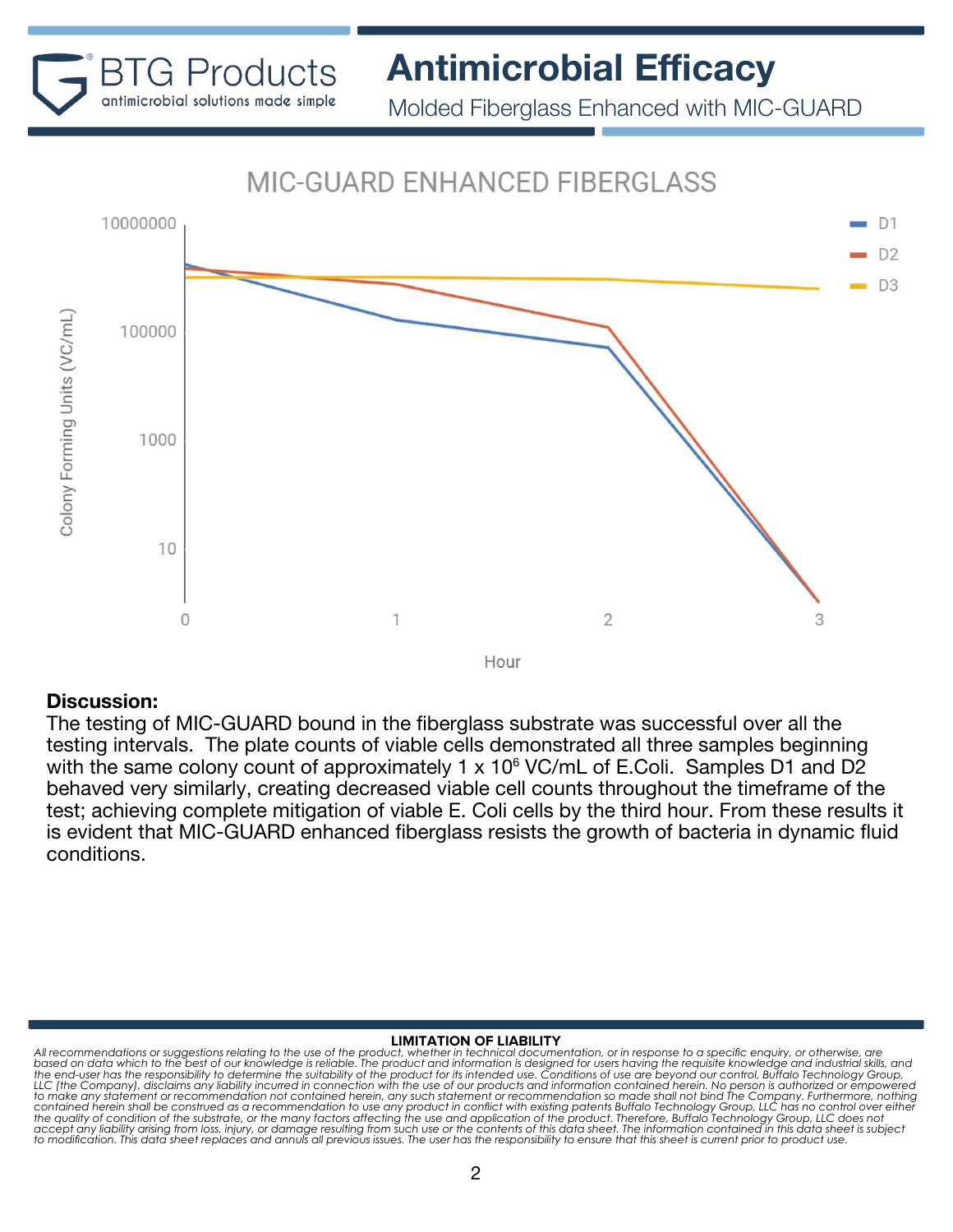# Antimicrobial Efficacy

Molded Fiberglass Enhanced with MIC-GUARD

MIC-GUARD ENHANCED FIBERGLASS

10000000

100000

1000

10

Colony Forming Units (VC/mL)

0

1

2

3

Hour

D1

D2

D3

**Discussion:**

The testing of MIC-GUARD bound in the fiberglass substrate was successful over all the testing intervals. The plate counts of viable cells demonstrated all three samples beginning with the same colony count of approximately 1 x $10^6$ VC/mL of E.Coli. Samples D1 and D2 behaved very similarly, creating decreased viable cell counts throughout the timeframe of the test; achieving complete mitigation of viable E. Coli cells by the third hour. From these results it is evident that MIC-GUARD enhanced fiberglass resists the growth of bacteria in dynamic fluid conditions.

**LIMITATION OF LIABILITY**

*All recommendations or suggestions relating to the use of the product, whether in technical documentation, or in response to a specific enquiry, or otherwise, are based on data which to the best of our knowledge is reliable. The product and information is designed for users having the requisite knowledge and industrial skills, and the end-user has the responsibility to determine the suitability of the product for its intended use. Conditions of use are beyond our control, Buffalo Technology Group, LLC (the Company), disclaims any liability incurred in connection with the use of our products and information contained herein. No person is authorized or empowered to make any statement or recommendation not contained herein, any such statement or recommendation so made shall not bind The Company. Furthermore, nothing contained herein shall be construed as a recommendation to use any product in conflict with existing patents Buffalo Technology Group, LLC has no control over either the quality of condition of the substrate, or the many factors affecting the use and application of the product. Therefore, Buffalo Technology Group, LLC does not accept any liability arising from loss, injury, or damage resulting from such use or the contents of this data sheet. The information contained in this data sheet is subject to modification. This data sheet replaces and annuls all previous issues. The user has the responsibility to ensure that this sheet is current prior to product use.*